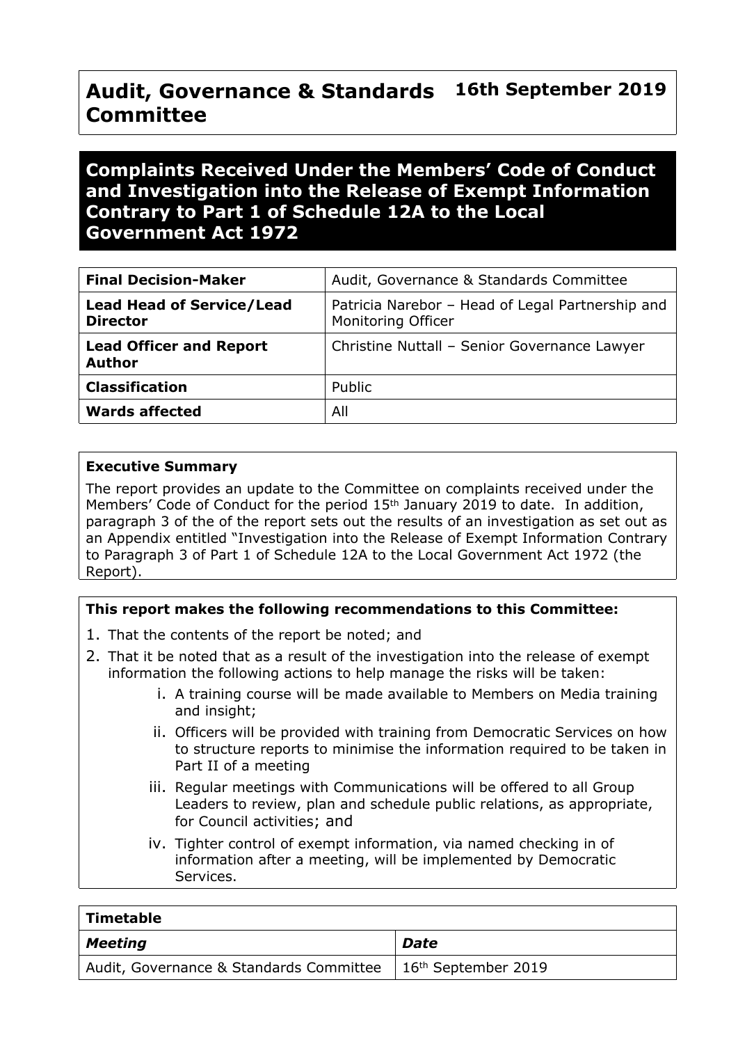# Audit, Governance & Standards Committee

**16th September 2019**

## Complaints Received Under the Members' Code of Conduct and Investigation into the Release of Exempt Information Contrary to Part 1 of Schedule 12A to the Local Government Act 1972

| | |
|---|---|
| **Final Decision-Maker** | Audit, Governance & Standards Committee |
| **Lead Head of Service/Lead Director** | Patricia Narebor – Head of Legal Partnership and Monitoring Officer |
| **Lead Officer and Report Author** | Christine Nuttall – Senior Governance Lawyer |
| **Classification** | Public |
| **Wards affected** | All |

**Executive Summary**

The report provides an update to the Committee on complaints received under the Members' Code of Conduct for the period 15th January 2019 to date. In addition, paragraph 3 of the of the report sets out the results of an investigation as set out as an Appendix entitled "Investigation into the Release of Exempt Information Contrary to Paragraph 3 of Part 1 of Schedule 12A to the Local Government Act 1972 (the Report).

**This report makes the following recommendations to this Committee:**

1. That the contents of the report be noted; and
2. That it be noted that as a result of the investigation into the release of exempt information the following actions to help manage the risks will be taken:
   i. A training course will be made available to Members on Media training and insight;
   ii. Officers will be provided with training from Democratic Services on how to structure reports to minimise the information required to be taken in Part II of a meeting
   iii. Regular meetings with Communications will be offered to all Group Leaders to review, plan and schedule public relations, as appropriate, for Council activities; and
   iv. Tighter control of exempt information, via named checking in of information after a meeting, will be implemented by Democratic Services.

| **Timetable** | |
|---|---|
| ***Meeting*** | ***Date*** |
| Audit, Governance & Standards Committee | 16th September 2019 |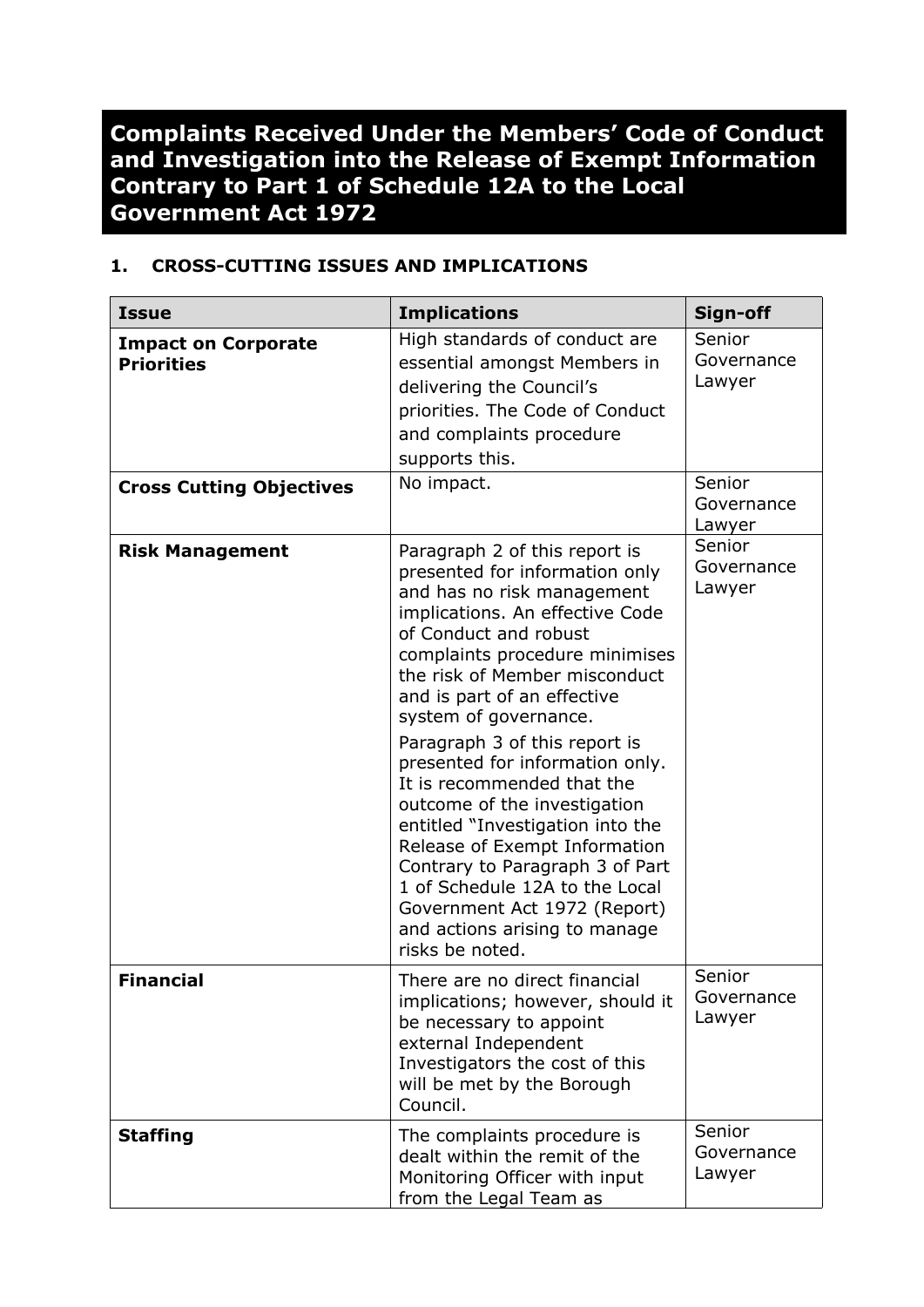# Complaints Received Under the Members' Code of Conduct and Investigation into the Release of Exempt Information Contrary to Part 1 of Schedule 12A to the Local Government Act 1972

## 1. CROSS-CUTTING ISSUES AND IMPLICATIONS

| Issue | Implications | Sign-off |
|---|---|---|
| **Impact on Corporate Priorities** | High standards of conduct are essential amongst Members in delivering the Council's priorities. The Code of Conduct and complaints procedure supports this. | Senior Governance Lawyer |
| **Cross Cutting Objectives** | No impact. | Senior Governance Lawyer |
| **Risk Management** | Paragraph 2 of this report is presented for information only and has no risk management implications. An effective Code of Conduct and robust complaints procedure minimises the risk of Member misconduct and is part of an effective system of governance.<br><br>Paragraph 3 of this report is presented for information only. It is recommended that the outcome of the investigation entitled "Investigation into the Release of Exempt Information Contrary to Paragraph 3 of Part 1 of Schedule 12A to the Local Government Act 1972 (Report) and actions arising to manage risks be noted. | Senior Governance Lawyer |
| **Financial** | There are no direct financial implications; however, should it be necessary to appoint external Independent Investigators the cost of this will be met by the Borough Council. | Senior Governance Lawyer |
| **Staffing** | The complaints procedure is dealt within the remit of the Monitoring Officer with input from the Legal Team as | Senior Governance Lawyer |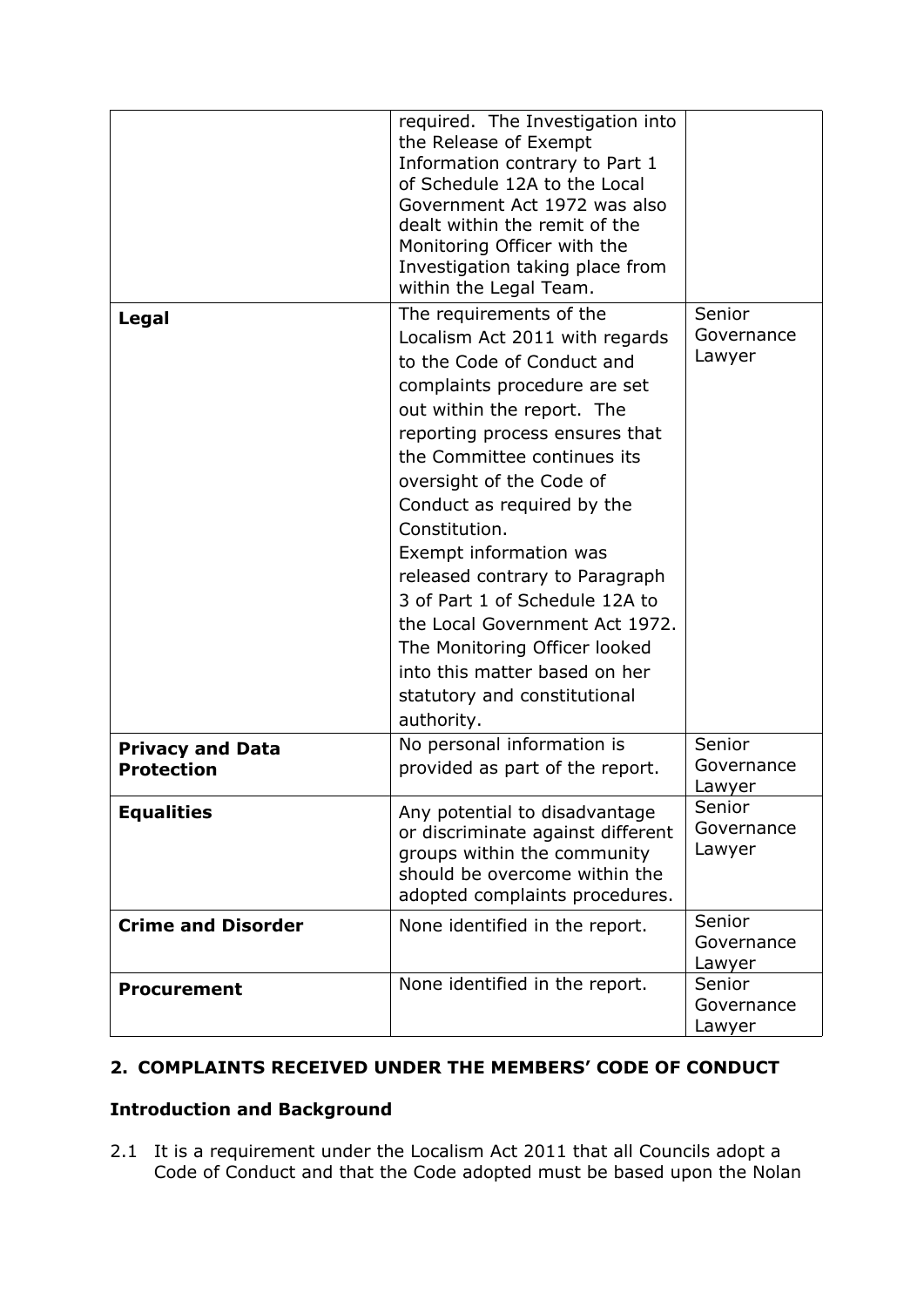| | | |
|---|---|---|
| | required. The Investigation into the Release of Exempt Information contrary to Part 1 of Schedule 12A to the Local Government Act 1972 was also dealt within the remit of the Monitoring Officer with the Investigation taking place from within the Legal Team. | |
| **Legal** | The requirements of the Localism Act 2011 with regards to the Code of Conduct and complaints procedure are set out within the report. The reporting process ensures that the Committee continues its oversight of the Code of Conduct as required by the Constitution. Exempt information was released contrary to Paragraph 3 of Part 1 of Schedule 12A to the Local Government Act 1972. The Monitoring Officer looked into this matter based on her statutory and constitutional authority. | Senior Governance Lawyer |
| **Privacy and Data Protection** | No personal information is provided as part of the report. | Senior Governance Lawyer |
| **Equalities** | Any potential to disadvantage or discriminate against different groups within the community should be overcome within the adopted complaints procedures. | Senior Governance Lawyer |
| **Crime and Disorder** | None identified in the report. | Senior Governance Lawyer |
| **Procurement** | None identified in the report. | Senior Governance Lawyer |

## 2. COMPLAINTS RECEIVED UNDER THE MEMBERS' CODE OF CONDUCT

### Introduction and Background

2.1 It is a requirement under the Localism Act 2011 that all Councils adopt a Code of Conduct and that the Code adopted must be based upon the Nolan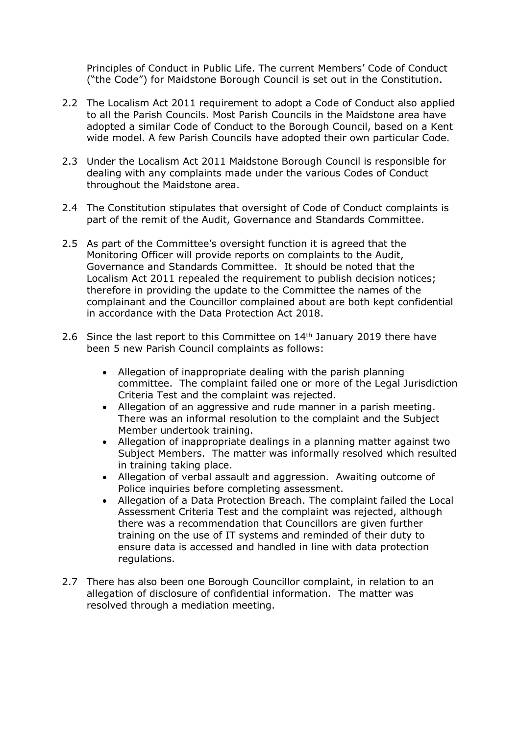Principles of Conduct in Public Life. The current Members' Code of Conduct ("the Code") for Maidstone Borough Council is set out in the Constitution.

2.2 The Localism Act 2011 requirement to adopt a Code of Conduct also applied to all the Parish Councils. Most Parish Councils in the Maidstone area have adopted a similar Code of Conduct to the Borough Council, based on a Kent wide model. A few Parish Councils have adopted their own particular Code.

2.3 Under the Localism Act 2011 Maidstone Borough Council is responsible for dealing with any complaints made under the various Codes of Conduct throughout the Maidstone area.

2.4 The Constitution stipulates that oversight of Code of Conduct complaints is part of the remit of the Audit, Governance and Standards Committee.

2.5 As part of the Committee's oversight function it is agreed that the Monitoring Officer will provide reports on complaints to the Audit, Governance and Standards Committee. It should be noted that the Localism Act 2011 repealed the requirement to publish decision notices; therefore in providing the update to the Committee the names of the complainant and the Councillor complained about are both kept confidential in accordance with the Data Protection Act 2018.

2.6 Since the last report to this Committee on 14th January 2019 there have been 5 new Parish Council complaints as follows:

- Allegation of inappropriate dealing with the parish planning committee. The complaint failed one or more of the Legal Jurisdiction Criteria Test and the complaint was rejected.
- Allegation of an aggressive and rude manner in a parish meeting. There was an informal resolution to the complaint and the Subject Member undertook training.
- Allegation of inappropriate dealings in a planning matter against two Subject Members. The matter was informally resolved which resulted in training taking place.
- Allegation of verbal assault and aggression. Awaiting outcome of Police inquiries before completing assessment.
- Allegation of a Data Protection Breach. The complaint failed the Local Assessment Criteria Test and the complaint was rejected, although there was a recommendation that Councillors are given further training on the use of IT systems and reminded of their duty to ensure data is accessed and handled in line with data protection regulations.

2.7 There has also been one Borough Councillor complaint, in relation to an allegation of disclosure of confidential information. The matter was resolved through a mediation meeting.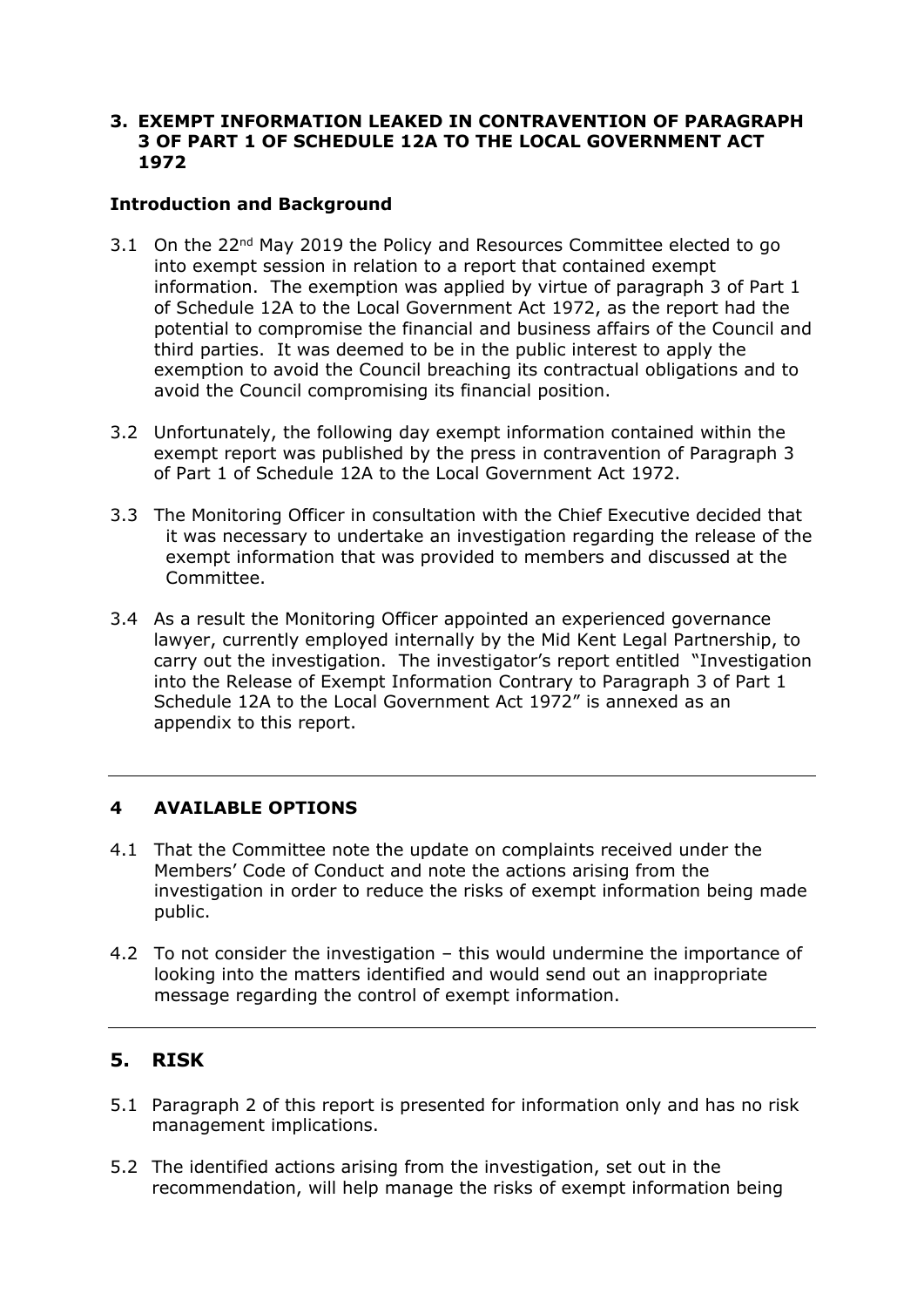## 3. EXEMPT INFORMATION LEAKED IN CONTRAVENTION OF PARAGRAPH 3 OF PART 1 OF SCHEDULE 12A TO THE LOCAL GOVERNMENT ACT 1972

### Introduction and Background

3.1 On the 22nd May 2019 the Policy and Resources Committee elected to go into exempt session in relation to a report that contained exempt information. The exemption was applied by virtue of paragraph 3 of Part 1 of Schedule 12A to the Local Government Act 1972, as the report had the potential to compromise the financial and business affairs of the Council and third parties. It was deemed to be in the public interest to apply the exemption to avoid the Council breaching its contractual obligations and to avoid the Council compromising its financial position.

3.2 Unfortunately, the following day exempt information contained within the exempt report was published by the press in contravention of Paragraph 3 of Part 1 of Schedule 12A to the Local Government Act 1972.

3.3 The Monitoring Officer in consultation with the Chief Executive decided that it was necessary to undertake an investigation regarding the release of the exempt information that was provided to members and discussed at the Committee.

3.4 As a result the Monitoring Officer appointed an experienced governance lawyer, currently employed internally by the Mid Kent Legal Partnership, to carry out the investigation. The investigator's report entitled "Investigation into the Release of Exempt Information Contrary to Paragraph 3 of Part 1 Schedule 12A to the Local Government Act 1972" is annexed as an appendix to this report.

---

## 4 AVAILABLE OPTIONS

4.1 That the Committee note the update on complaints received under the Members' Code of Conduct and note the actions arising from the investigation in order to reduce the risks of exempt information being made public.

4.2 To not consider the investigation – this would undermine the importance of looking into the matters identified and would send out an inappropriate message regarding the control of exempt information.

---

## 5. RISK

5.1 Paragraph 2 of this report is presented for information only and has no risk management implications.

5.2 The identified actions arising from the investigation, set out in the recommendation, will help manage the risks of exempt information being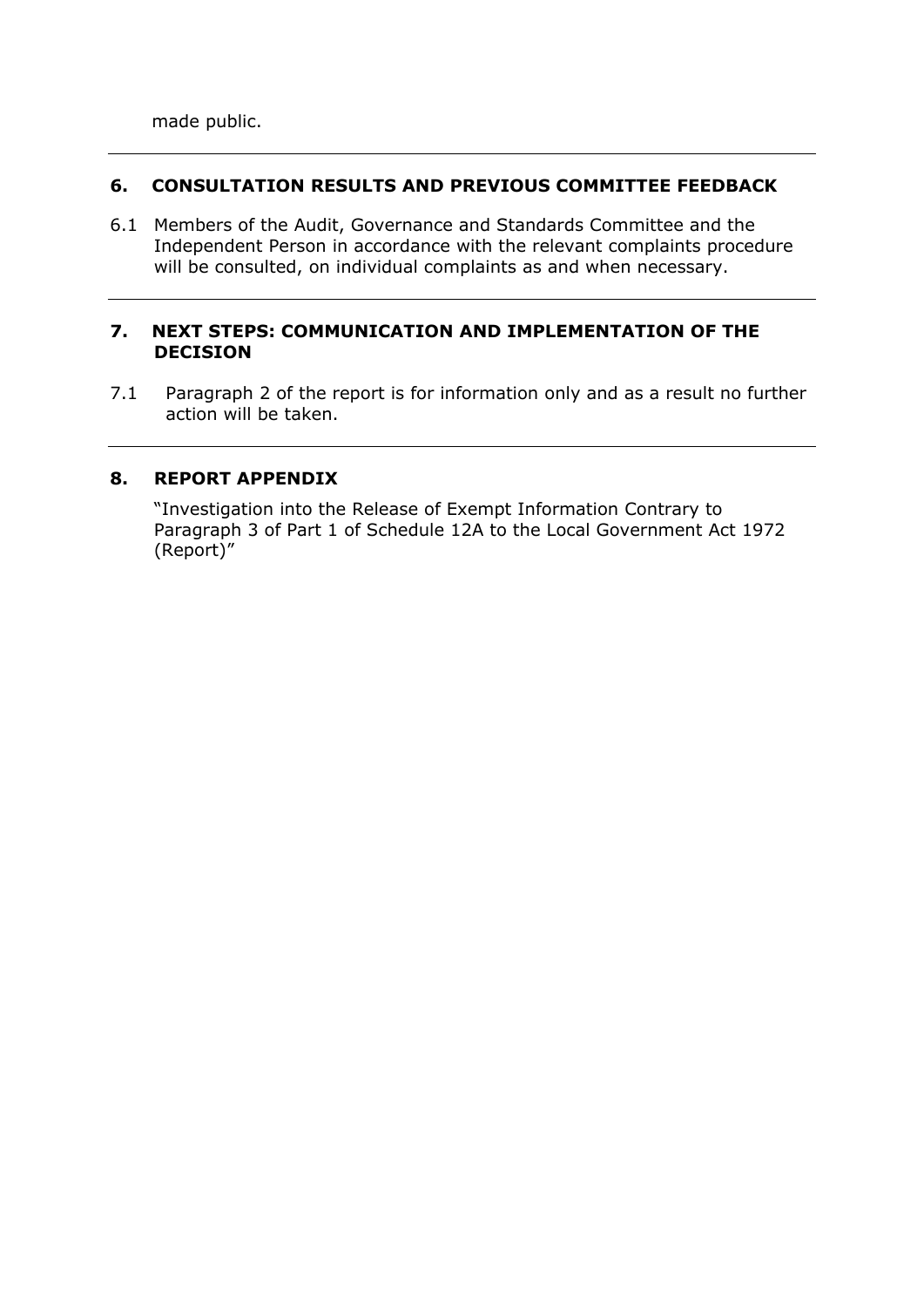made public.

## 6. CONSULTATION RESULTS AND PREVIOUS COMMITTEE FEEDBACK

6.1 Members of the Audit, Governance and Standards Committee and the Independent Person in accordance with the relevant complaints procedure will be consulted, on individual complaints as and when necessary.

## 7. NEXT STEPS: COMMUNICATION AND IMPLEMENTATION OF THE DECISION

7.1 Paragraph 2 of the report is for information only and as a result no further action will be taken.

## 8. REPORT APPENDIX

"Investigation into the Release of Exempt Information Contrary to Paragraph 3 of Part 1 of Schedule 12A to the Local Government Act 1972 (Report)"